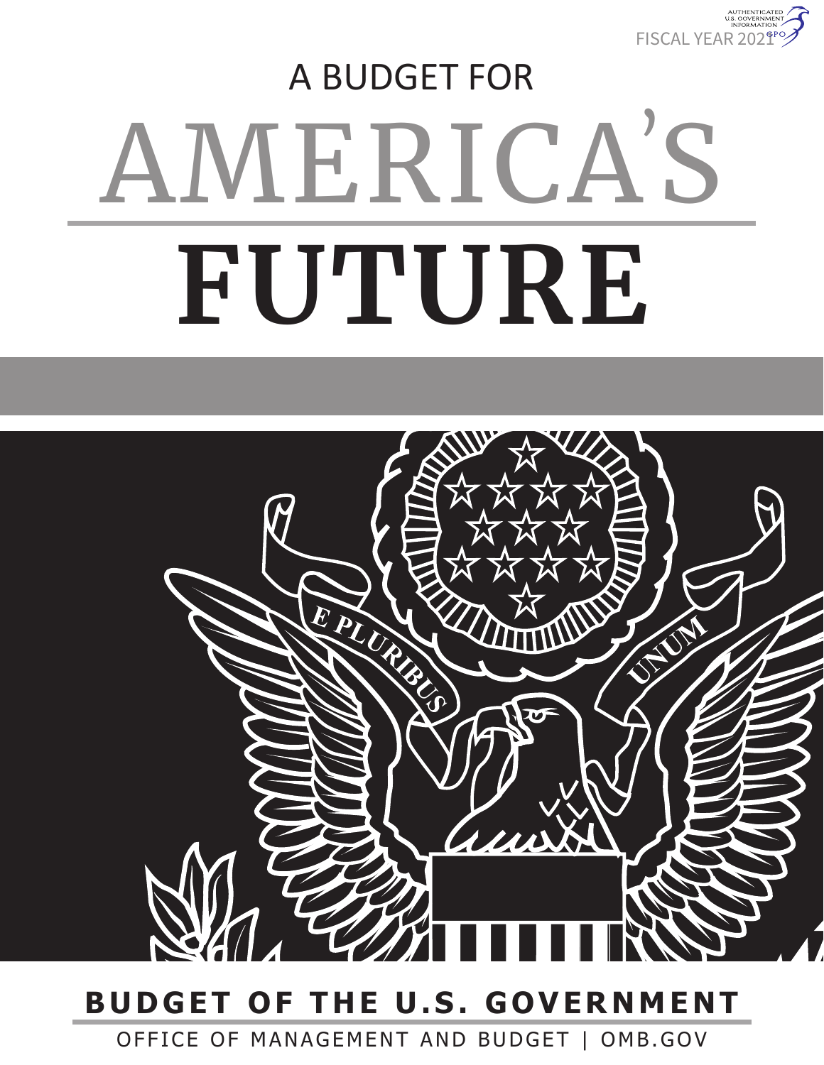FISCAL YEAR 2021

# A BUDGET FOR AMERICA'S FUTURE

E PLURIBUS UNUM

## BUDGET OF THE U.S. GOVERNMENT

OFFICE OF MANAGEMENT AND BUDGET | OMB.GOV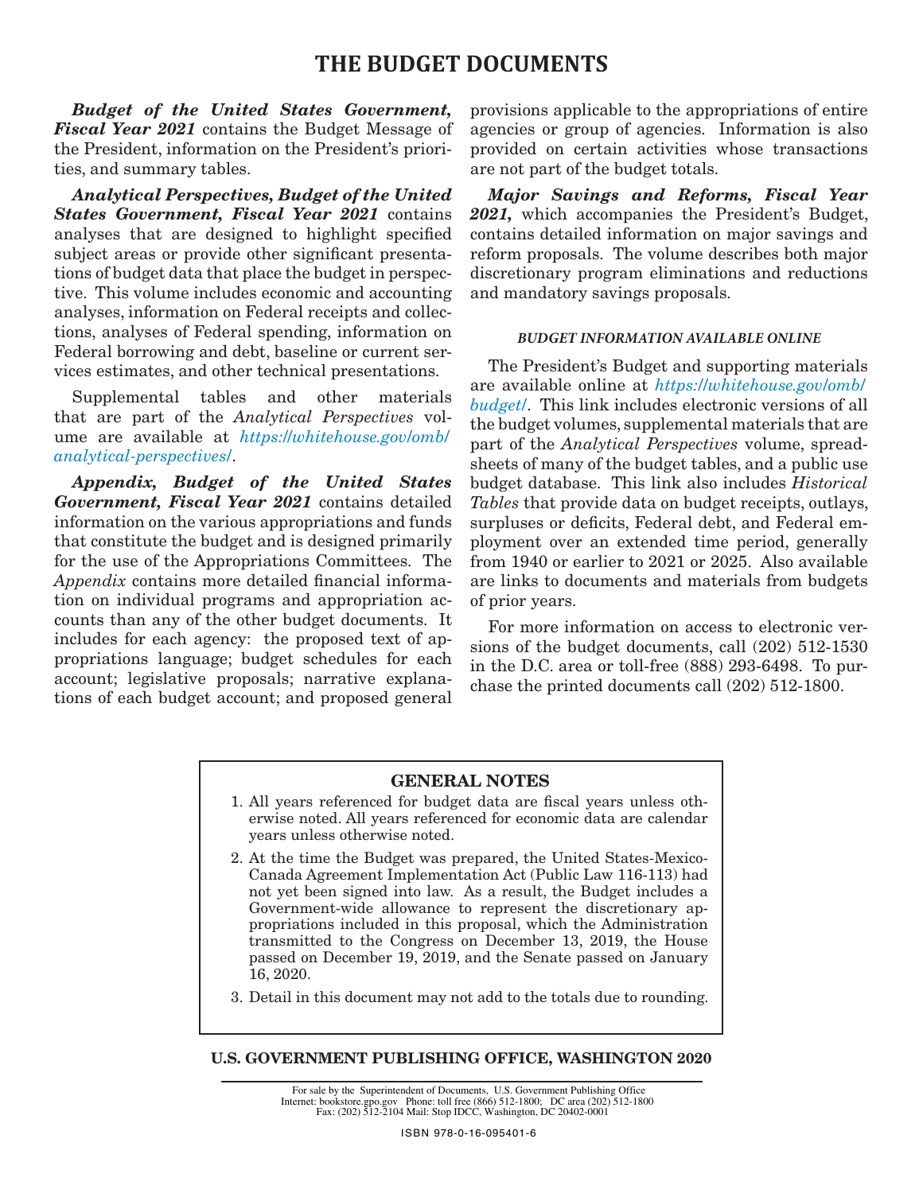# THE BUDGET DOCUMENTS

***Budget of the United States Government, Fiscal Year 2021*** contains the Budget Message of the President, information on the President's priorities, and summary tables.

***Analytical Perspectives, Budget of the United States Government, Fiscal Year 2021*** contains analyses that are designed to highlight specified subject areas or provide other significant presentations of budget data that place the budget in perspective. This volume includes economic and accounting analyses, information on Federal receipts and collections, analyses of Federal spending, information on Federal borrowing and debt, baseline or current services estimates, and other technical presentations.

Supplemental tables and other materials that are part of the *Analytical Perspectives* volume are available at *https://whitehouse.gov/omb/analytical-perspectives/*.

***Appendix, Budget of the United States Government, Fiscal Year 2021*** contains detailed information on the various appropriations and funds that constitute the budget and is designed primarily for the use of the Appropriations Committees. The *Appendix* contains more detailed financial information on individual programs and appropriation accounts than any of the other budget documents. It includes for each agency: the proposed text of appropriations language; budget schedules for each account; legislative proposals; narrative explanations of each budget account; and proposed general provisions applicable to the appropriations of entire agencies or group of agencies. Information is also provided on certain activities whose transactions are not part of the budget totals.

***Major Savings and Reforms, Fiscal Year 2021,*** which accompanies the President's Budget, contains detailed information on major savings and reform proposals. The volume describes both major discretionary program eliminations and reductions and mandatory savings proposals.

***BUDGET INFORMATION AVAILABLE ONLINE***

The President's Budget and supporting materials are available online at *https://whitehouse.gov/omb/budget/*. This link includes electronic versions of all the budget volumes, supplemental materials that are part of the *Analytical Perspectives* volume, spreadsheets of many of the budget tables, and a public use budget database. This link also includes *Historical Tables* that provide data on budget receipts, outlays, surpluses or deficits, Federal debt, and Federal employment over an extended time period, generally from 1940 or earlier to 2021 or 2025. Also available are links to documents and materials from budgets of prior years.

For more information on access to electronic versions of the budget documents, call (202) 512-1530 in the D.C. area or toll-free (888) 293-6498. To purchase the printed documents call (202) 512-1800.

**GENERAL NOTES**

1. All years referenced for budget data are fiscal years unless otherwise noted. All years referenced for economic data are calendar years unless otherwise noted.
2. At the time the Budget was prepared, the United States-Mexico-Canada Agreement Implementation Act (Public Law 116-113) had not yet been signed into law. As a result, the Budget includes a Government-wide allowance to represent the discretionary appropriations included in this proposal, which the Administration transmitted to the Congress on December 13, 2019, the House passed on December 19, 2019, and the Senate passed on January 16, 2020.
3. Detail in this document may not add to the totals due to rounding.

**U.S. GOVERNMENT PUBLISHING OFFICE, WASHINGTON 2020**

For sale by the Superintendent of Documents, U.S. Government Publishing Office
Internet: bookstore.gpo.gov Phone: toll free (866) 512-1800; DC area (202) 512-1800
Fax: (202) 512-2104 Mail: Stop IDCC, Washington, DC 20402-0001

ISBN 978-0-16-095401-6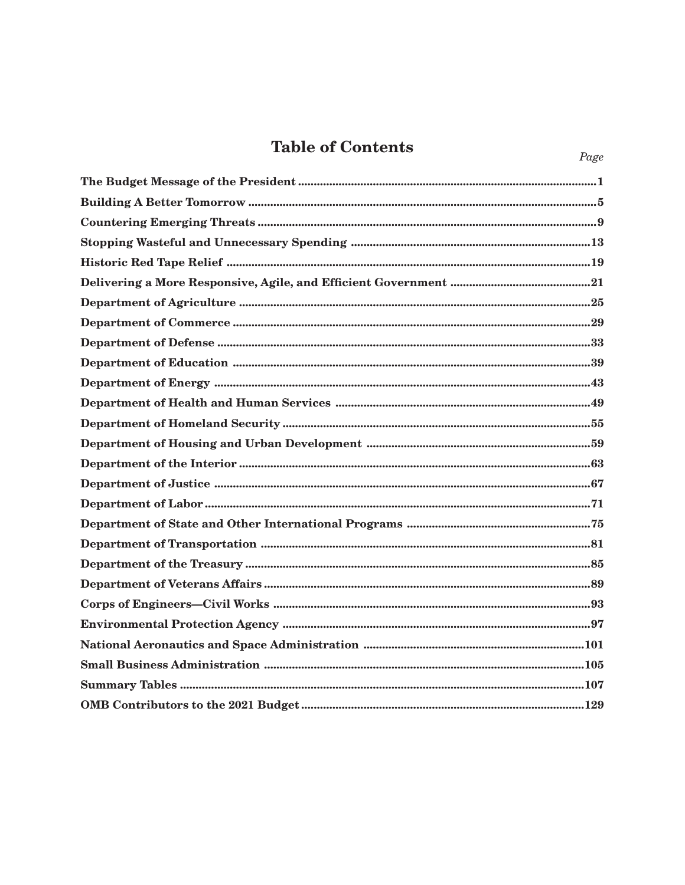# Table of Contents

| | *Page* |
|---|---|
| **The Budget Message of the President** | **1** |
| **Building A Better Tomorrow** | **5** |
| **Countering Emerging Threats** | **9** |
| **Stopping Wasteful and Unnecessary Spending** | **13** |
| **Historic Red Tape Relief** | **19** |
| **Delivering a More Responsive, Agile, and Efficient Government** | **21** |
| **Department of Agriculture** | **25** |
| **Department of Commerce** | **29** |
| **Department of Defense** | **33** |
| **Department of Education** | **39** |
| **Department of Energy** | **43** |
| **Department of Health and Human Services** | **49** |
| **Department of Homeland Security** | **55** |
| **Department of Housing and Urban Development** | **59** |
| **Department of the Interior** | **63** |
| **Department of Justice** | **67** |
| **Department of Labor** | **71** |
| **Department of State and Other International Programs** | **75** |
| **Department of Transportation** | **81** |
| **Department of the Treasury** | **85** |
| **Department of Veterans Affairs** | **89** |
| **Corps of Engineers—Civil Works** | **93** |
| **Environmental Protection Agency** | **97** |
| **National Aeronautics and Space Administration** | **101** |
| **Small Business Administration** | **105** |
| **Summary Tables** | **107** |
| **OMB Contributors to the 2021 Budget** | **129** |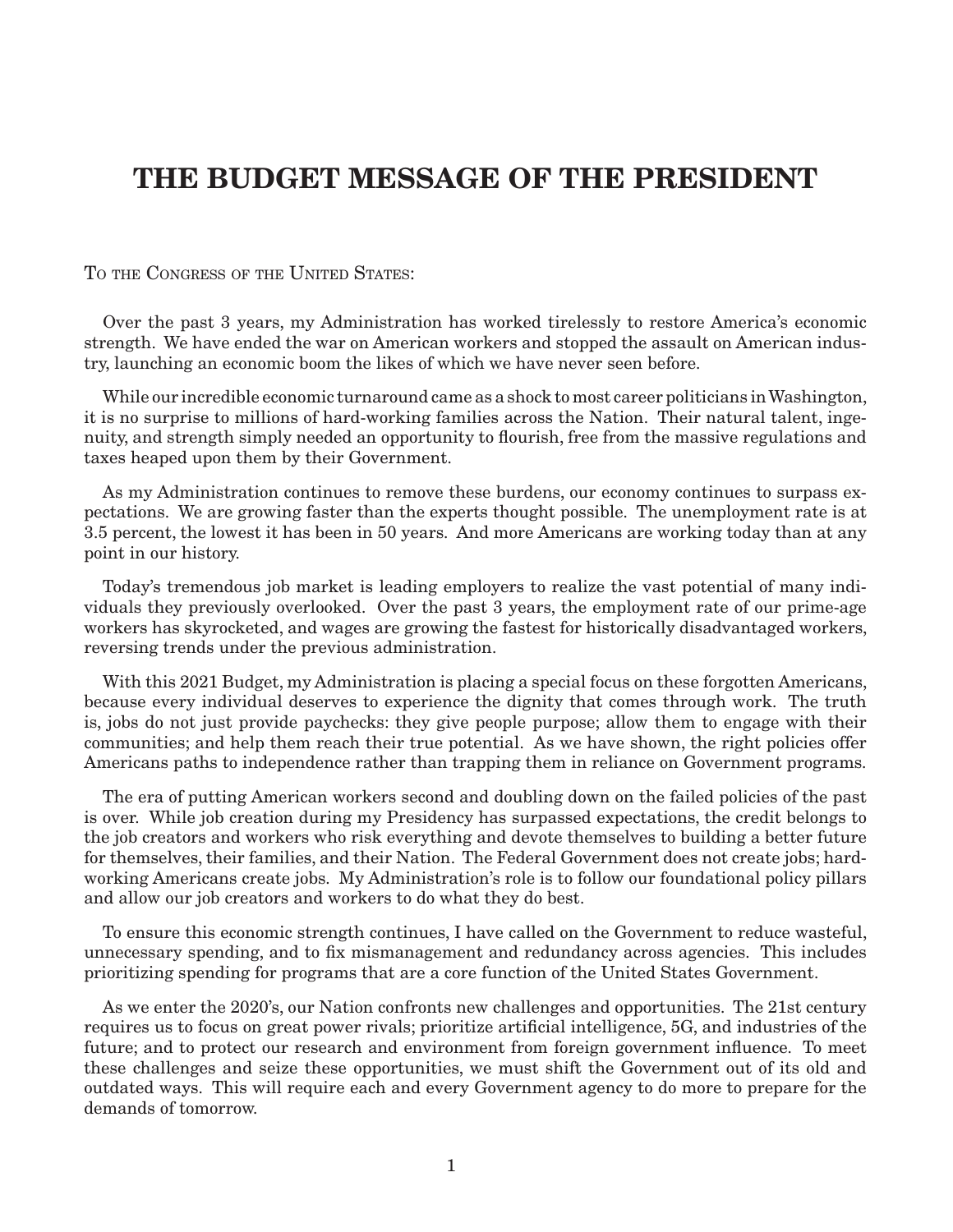# THE BUDGET MESSAGE OF THE PRESIDENT

To the Congress of the United States:

Over the past 3 years, my Administration has worked tirelessly to restore America's economic strength. We have ended the war on American workers and stopped the assault on American industry, launching an economic boom the likes of which we have never seen before.

While our incredible economic turnaround came as a shock to most career politicians in Washington, it is no surprise to millions of hard-working families across the Nation. Their natural talent, ingenuity, and strength simply needed an opportunity to flourish, free from the massive regulations and taxes heaped upon them by their Government.

As my Administration continues to remove these burdens, our economy continues to surpass expectations. We are growing faster than the experts thought possible. The unemployment rate is at 3.5 percent, the lowest it has been in 50 years. And more Americans are working today than at any point in our history.

Today's tremendous job market is leading employers to realize the vast potential of many individuals they previously overlooked. Over the past 3 years, the employment rate of our prime-age workers has skyrocketed, and wages are growing the fastest for historically disadvantaged workers, reversing trends under the previous administration.

With this 2021 Budget, my Administration is placing a special focus on these forgotten Americans, because every individual deserves to experience the dignity that comes through work. The truth is, jobs do not just provide paychecks: they give people purpose; allow them to engage with their communities; and help them reach their true potential. As we have shown, the right policies offer Americans paths to independence rather than trapping them in reliance on Government programs.

The era of putting American workers second and doubling down on the failed policies of the past is over. While job creation during my Presidency has surpassed expectations, the credit belongs to the job creators and workers who risk everything and devote themselves to building a better future for themselves, their families, and their Nation. The Federal Government does not create jobs; hard-working Americans create jobs. My Administration's role is to follow our foundational policy pillars and allow our job creators and workers to do what they do best.

To ensure this economic strength continues, I have called on the Government to reduce wasteful, unnecessary spending, and to fix mismanagement and redundancy across agencies. This includes prioritizing spending for programs that are a core function of the United States Government.

As we enter the 2020's, our Nation confronts new challenges and opportunities. The 21st century requires us to focus on great power rivals; prioritize artificial intelligence, 5G, and industries of the future; and to protect our research and environment from foreign government influence. To meet these challenges and seize these opportunities, we must shift the Government out of its old and outdated ways. This will require each and every Government agency to do more to prepare for the demands of tomorrow.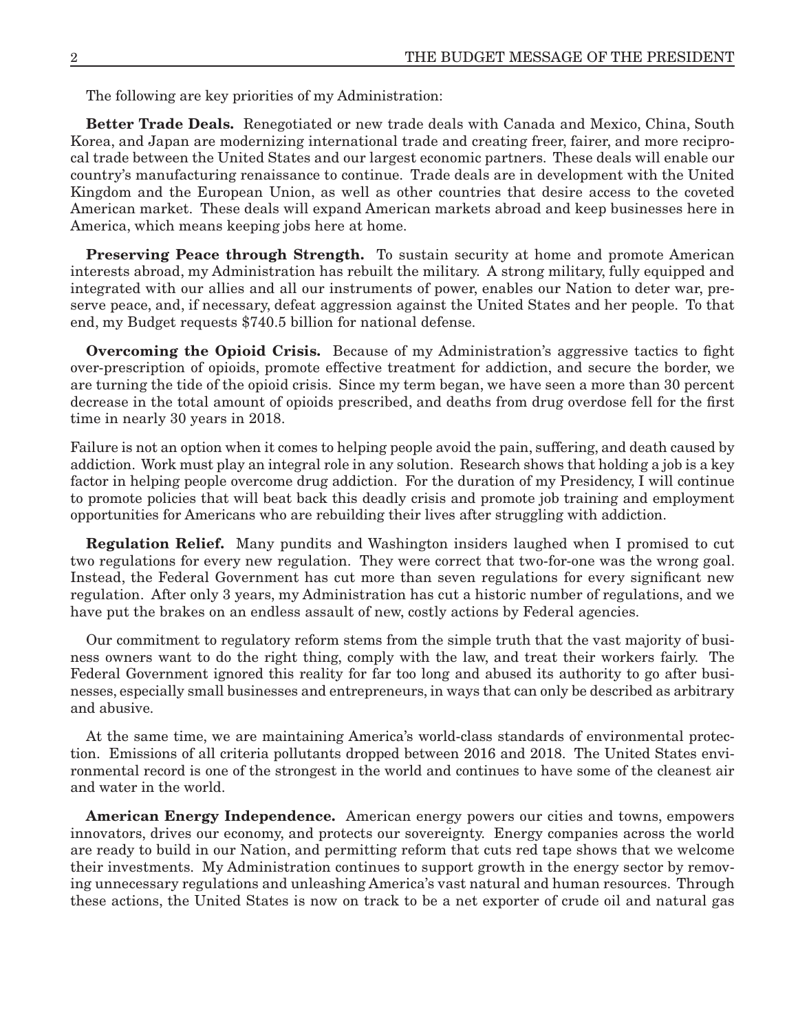The following are key priorities of my Administration:

**Better Trade Deals.** Renegotiated or new trade deals with Canada and Mexico, China, South Korea, and Japan are modernizing international trade and creating freer, fairer, and more reciprocal trade between the United States and our largest economic partners. These deals will enable our country's manufacturing renaissance to continue. Trade deals are in development with the United Kingdom and the European Union, as well as other countries that desire access to the coveted American market. These deals will expand American markets abroad and keep businesses here in America, which means keeping jobs here at home.

**Preserving Peace through Strength.** To sustain security at home and promote American interests abroad, my Administration has rebuilt the military. A strong military, fully equipped and integrated with our allies and all our instruments of power, enables our Nation to deter war, preserve peace, and, if necessary, defeat aggression against the United States and her people. To that end, my Budget requests $740.5 billion for national defense.

**Overcoming the Opioid Crisis.** Because of my Administration's aggressive tactics to fight over-prescription of opioids, promote effective treatment for addiction, and secure the border, we are turning the tide of the opioid crisis. Since my term began, we have seen a more than 30 percent decrease in the total amount of opioids prescribed, and deaths from drug overdose fell for the first time in nearly 30 years in 2018.

Failure is not an option when it comes to helping people avoid the pain, suffering, and death caused by addiction. Work must play an integral role in any solution. Research shows that holding a job is a key factor in helping people overcome drug addiction. For the duration of my Presidency, I will continue to promote policies that will beat back this deadly crisis and promote job training and employment opportunities for Americans who are rebuilding their lives after struggling with addiction.

**Regulation Relief.** Many pundits and Washington insiders laughed when I promised to cut two regulations for every new regulation. They were correct that two-for-one was the wrong goal. Instead, the Federal Government has cut more than seven regulations for every significant new regulation. After only 3 years, my Administration has cut a historic number of regulations, and we have put the brakes on an endless assault of new, costly actions by Federal agencies.

Our commitment to regulatory reform stems from the simple truth that the vast majority of business owners want to do the right thing, comply with the law, and treat their workers fairly. The Federal Government ignored this reality for far too long and abused its authority to go after businesses, especially small businesses and entrepreneurs, in ways that can only be described as arbitrary and abusive.

At the same time, we are maintaining America's world-class standards of environmental protection. Emissions of all criteria pollutants dropped between 2016 and 2018. The United States environmental record is one of the strongest in the world and continues to have some of the cleanest air and water in the world.

**American Energy Independence.** American energy powers our cities and towns, empowers innovators, drives our economy, and protects our sovereignty. Energy companies across the world are ready to build in our Nation, and permitting reform that cuts red tape shows that we welcome their investments. My Administration continues to support growth in the energy sector by removing unnecessary regulations and unleashing America's vast natural and human resources. Through these actions, the United States is now on track to be a net exporter of crude oil and natural gas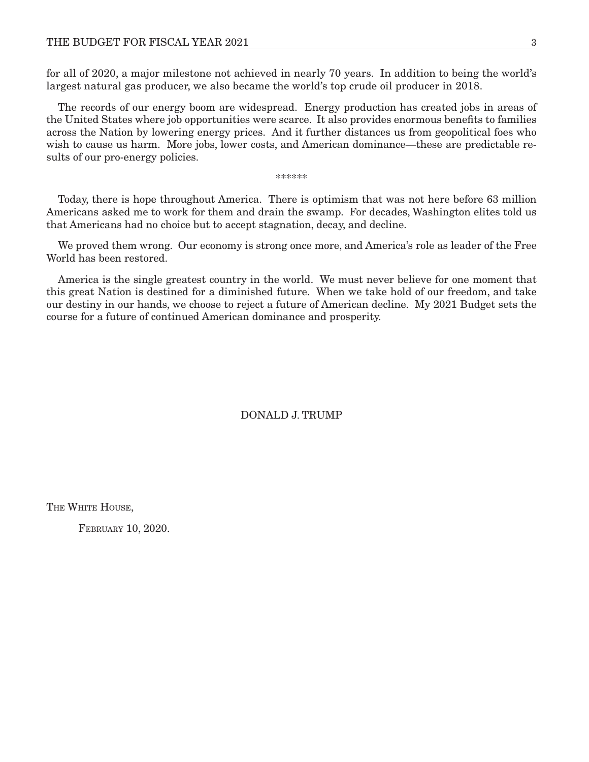for all of 2020, a major milestone not achieved in nearly 70 years. In addition to being the world's largest natural gas producer, we also became the world's top crude oil producer in 2018.

The records of our energy boom are widespread. Energy production has created jobs in areas of the United States where job opportunities were scarce. It also provides enormous benefits to families across the Nation by lowering energy prices. And it further distances us from geopolitical foes who wish to cause us harm. More jobs, lower costs, and American dominance—these are predictable results of our pro-energy policies.

******

Today, there is hope throughout America. There is optimism that was not here before 63 million Americans asked me to work for them and drain the swamp. For decades, Washington elites told us that Americans had no choice but to accept stagnation, decay, and decline.

We proved them wrong. Our economy is strong once more, and America's role as leader of the Free World has been restored.

America is the single greatest country in the world. We must never believe for one moment that this great Nation is destined for a diminished future. When we take hold of our freedom, and take our destiny in our hands, we choose to reject a future of American decline. My 2021 Budget sets the course for a future of continued American dominance and prosperity.

DONALD J. TRUMP

THE WHITE HOUSE,

FEBRUARY 10, 2020.